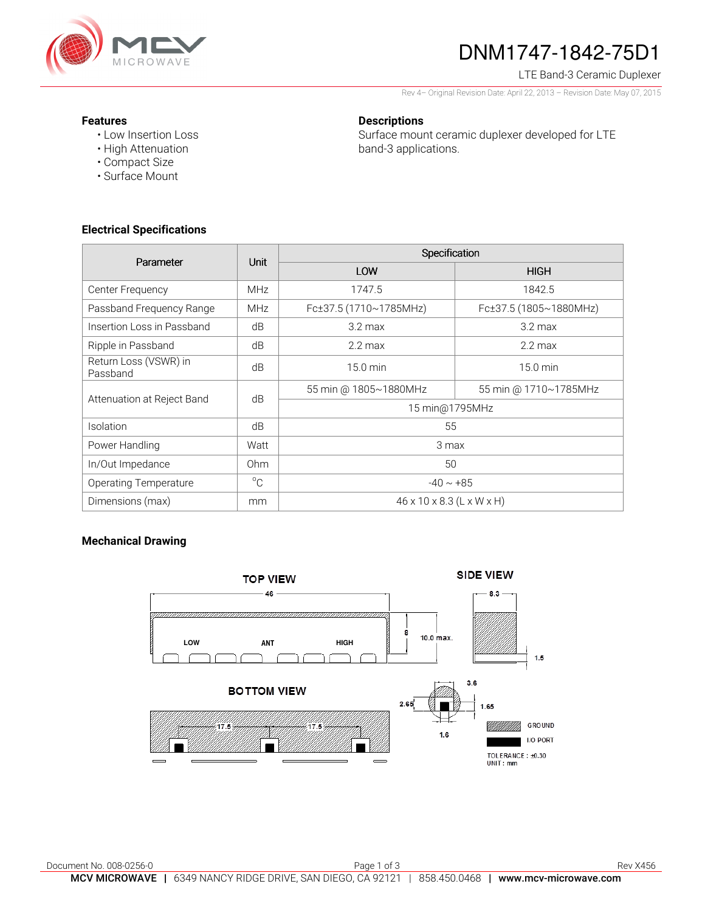# DNM1747-1842-75D1

LTE Band-3 Ceramic Duplexer

Rev 4– Original Revision Date: April 22, 2013 – Revision Date: May 07, 2015

### Features

- Low Insertion Loss
- High Attenuation
- Compact Size
- Surface Mount

### Descriptions

Surface mount ceramic duplexer developed for LTE band-3 applications.

### Electrical Specifications

| Parameter | Unit | Specification | |
|---|---|---|---|
| | | LOW | HIGH |
| Center Frequency | MHz | 1747.5 | 1842.5 |
| Passband Frequency Range | MHz | Fc±37.5 (1710~1785MHz) | Fc±37.5 (1805~1880MHz) |
| Insertion Loss in Passband | dB | 3.2 max | 3.2 max |
| Ripple in Passband | dB | 2.2 max | 2.2 max |
| Return Loss (VSWR) in Passband | dB | 15.0 min | 15.0 min |
| Attenuation at Reject Band | dB | 55 min @ 1805~1880MHz | 55 min @ 1710~1785MHz |
| | | 15 min@1795MHz | |
| Isolation | dB | 55 | |
| Power Handling | Watt | 3 max | |
| In/Out Impedance | Ohm | 50 | |
| Operating Temperature | °C | -40 ~ +85 | |
| Dimensions (max) | mm | 46 x 10 x 8.3 (L x W x H) | |

### Mechanical Drawing

TOP VIEW — SIDE VIEW — BOTTOM VIEW

46; 8; 10.0 max.; LOW; ANT; HIGH; 8.3; 1.5; 17.5; 17.5; 3.6; 2.65; 1.65; 1.6

GROUND

I/O PORT

TOLERANCE : ±0.30

UNIT : mm

Document No. 008-0256-0 Rev X456

MCV MICROWAVE | 6349 NANCY RIDGE DRIVE, SAN DIEGO, CA 92121 | 858.450.0468 | www.mcv-microwave.com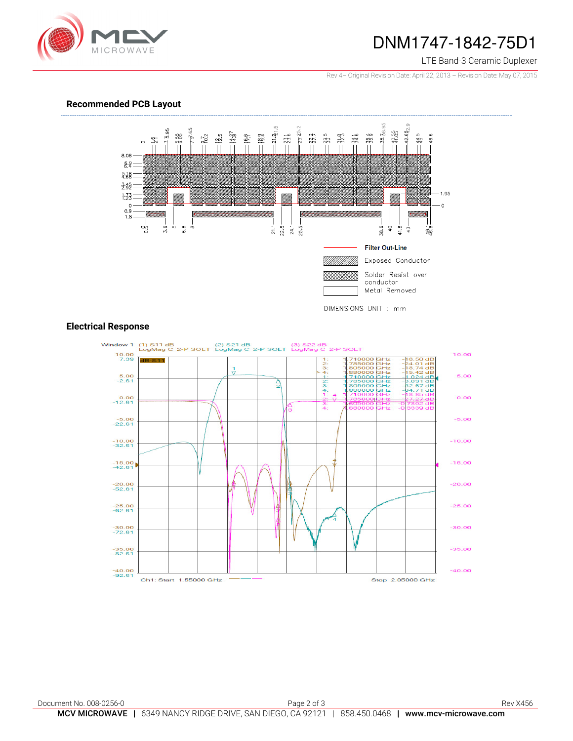## Recommended PCB Layout

Filter Out-Line

Exposed Conductor

Solder Resist over conductor

Metal Removed

DIMENSIONS UNIT : mm

## Electrical Response

Window 1 (1) S11 dB LogMag C 2-P SOLT (2) S21 dB LogMag C 2-P SOLT (3) S22 dB LogMag C 2-P SOLT

| Marker | Frequency | Value |
|---|---|---|
| 1: | 1.710000 GHz | -18.50 dB |
| 2: | 1.785000 GHz | -24.01 dB |
| 3: | 1.805000 GHz | -18.74 dB |
| 4: | 1.880000 GHz | -15.42 dB |
| 1: | 1.710000 GHz | -1.024 dB |
| 2: | 1.785000 GHz | -3.091 dB |
| 3: | 1.805000 GHz | -32.67 dB |
| 4: | 1.880000 GHz | -34.71 dB |
| 1: | 1.710000 GHz | -18.85 dB |
| 2: | 1.785000 GHz | -27.27 dB |
| 3: | 1.805000 GHz | -0.7802 dB |
| 4: | 1.880000 GHz | -0.3339 dB |

Ch1: Start 1.55000 GHz Stop 2.05000 GHz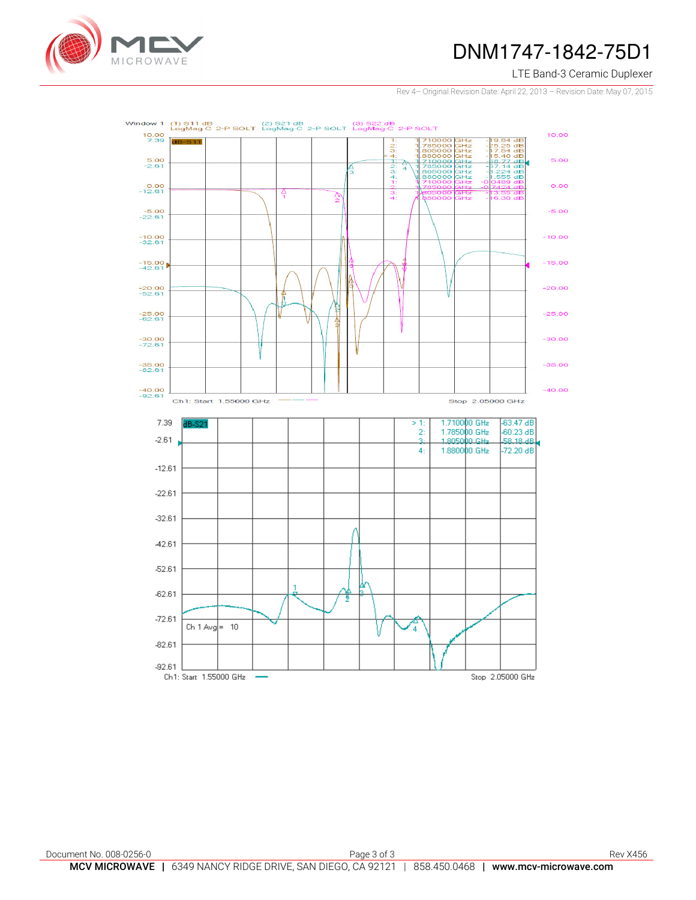# DNM1747-1842-75D1

LTE Band-3 Ceramic Duplexer

Rev 4– Original Revision Date: April 22, 2013 – Revision Date: May 07, 2015

Window 1 (1) S11 dB LogMag C 2-P SOLT (2) S21 dB LogMag C 2-P SOLT (3) S22 dB LogMag C 2-P SOLT

dB-S11

1: 1.710000 GHz -19.84 dB
2: 1.785000 GHz -25.25 dB
3: 1.805000 GHz -17.54 dB
>4: 1.880000 GHz -15.40 dB
1: 1.710000 GHz -58.77 dB
2: 1.785000 GHz -57.14 dB
3: 1.805000 GHz -3.224 dB
4: 1.880000 GHz -1.555 dB
1: 1.710000 GHz -0.0499 dB
2: 1.785000 GHz -0.7424 dB
3: 1.805000 GHz -13.55 dB
4: 1.880000 GHz -16.30 dB

10.00 / 7.39
5.00 / -2.61
0.00 / -12.61
-5.00 / -22.61
-10.00 / -32.61
-15.00 / -42.61
-20.00 / -52.61
-25.00 / -62.61
-30.00 / -72.61
-35.00 / -82.61
-40.00 / -92.61

10.00
5.00
0.00
-5.00
-10.00
-15.00
-20.00
-25.00
-30.00
-35.00
-40.00

Ch1: Start 1.55000 GHz Stop 2.05000 GHz

dB-S21

> 1: 1.710000 GHz -63.47 dB
2: 1.785000 GHz -60.23 dB
3: 1.805000 GHz -58.18 dB
4: 1.880000 GHz -72.20 dB

7.39
-2.61
-12.61
-22.61
-32.61
-42.61
-52.61
-62.61
-72.61
-82.61
-92.61

Ch 1 Avg = 10

Ch1: Start 1.55000 GHz Stop 2.05000 GHz

Document No. 008-0256-0

Rev X456

**MCV MICROWAVE** | 6349 NANCY RIDGE DRIVE, SAN DIEGO, CA 92121 | 858.450.0468 | **www.mcv-microwave.com**